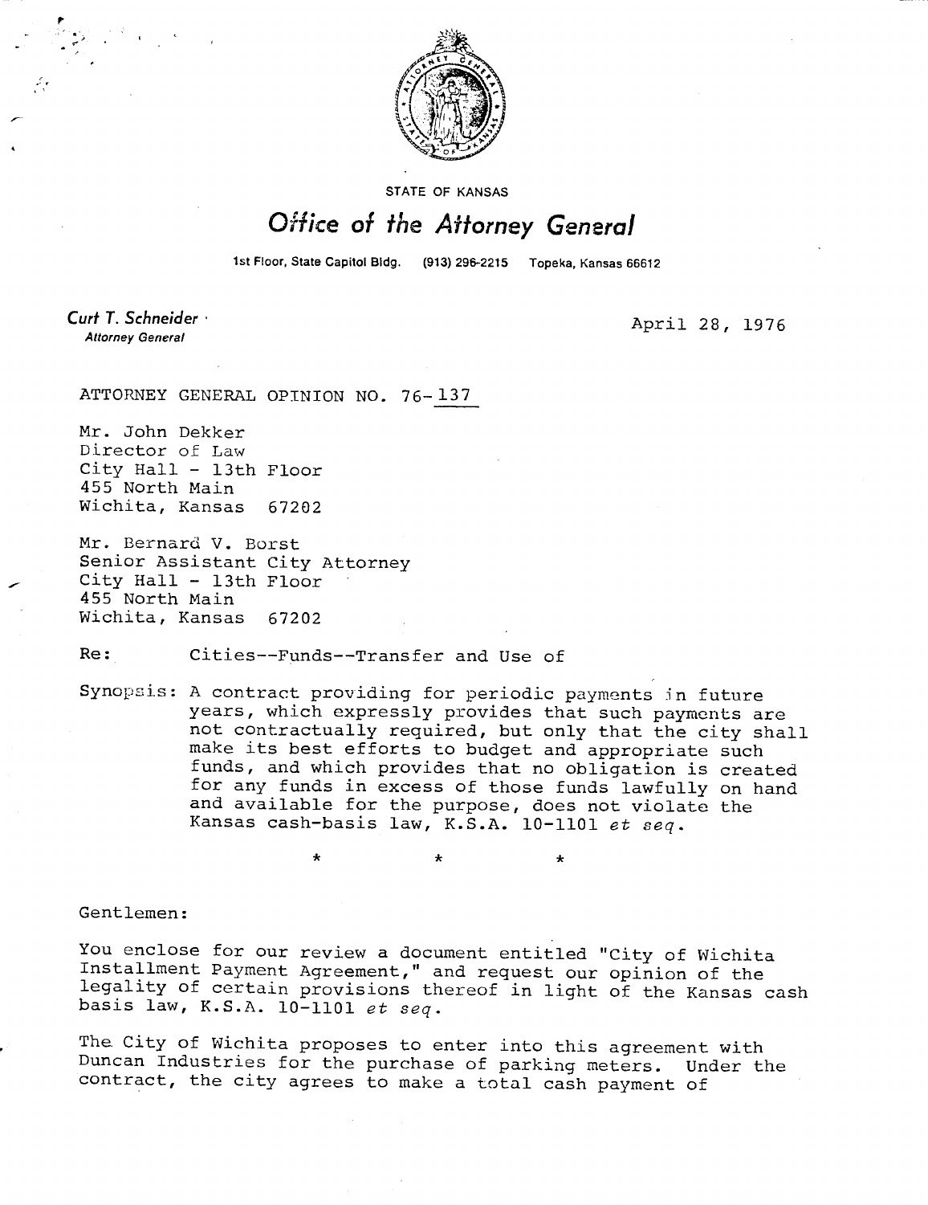STATE OF KANSAS

# *Office of the Attorney General*

1st Floor, State Capitol Bldg. (913) 296-2215 Topeka, Kansas 66612

**Curt T. Schneider**
*Attorney General*

April 28, 1976

ATTORNEY GENERAL OPINION NO. 76-137

Mr. John Dekker
Director of Law
City Hall - 13th Floor
455 North Main
Wichita, Kansas 67202

Mr. Bernard V. Borst
Senior Assistant City Attorney
City Hall - 13th Floor
455 North Main
Wichita, Kansas 67202

Re: Cities--Funds--Transfer and Use of

Synopsis: A contract providing for periodic payments in future years, which expressly provides that such payments are not contractually required, but only that the city shall make its best efforts to budget and appropriate such funds, and which provides that no obligation is created for any funds in excess of those funds lawfully on hand and available for the purpose, does not violate the Kansas cash-basis law, K.S.A. 10-1101 *et seq*.

\* \* \*

Gentlemen:

You enclose for our review a document entitled "City of Wichita Installment Payment Agreement," and request our opinion of the legality of certain provisions thereof in light of the Kansas cash basis law, K.S.A. 10-1101 *et seq*.

The City of Wichita proposes to enter into this agreement with Duncan Industries for the purchase of parking meters. Under the contract, the city agrees to make a total cash payment of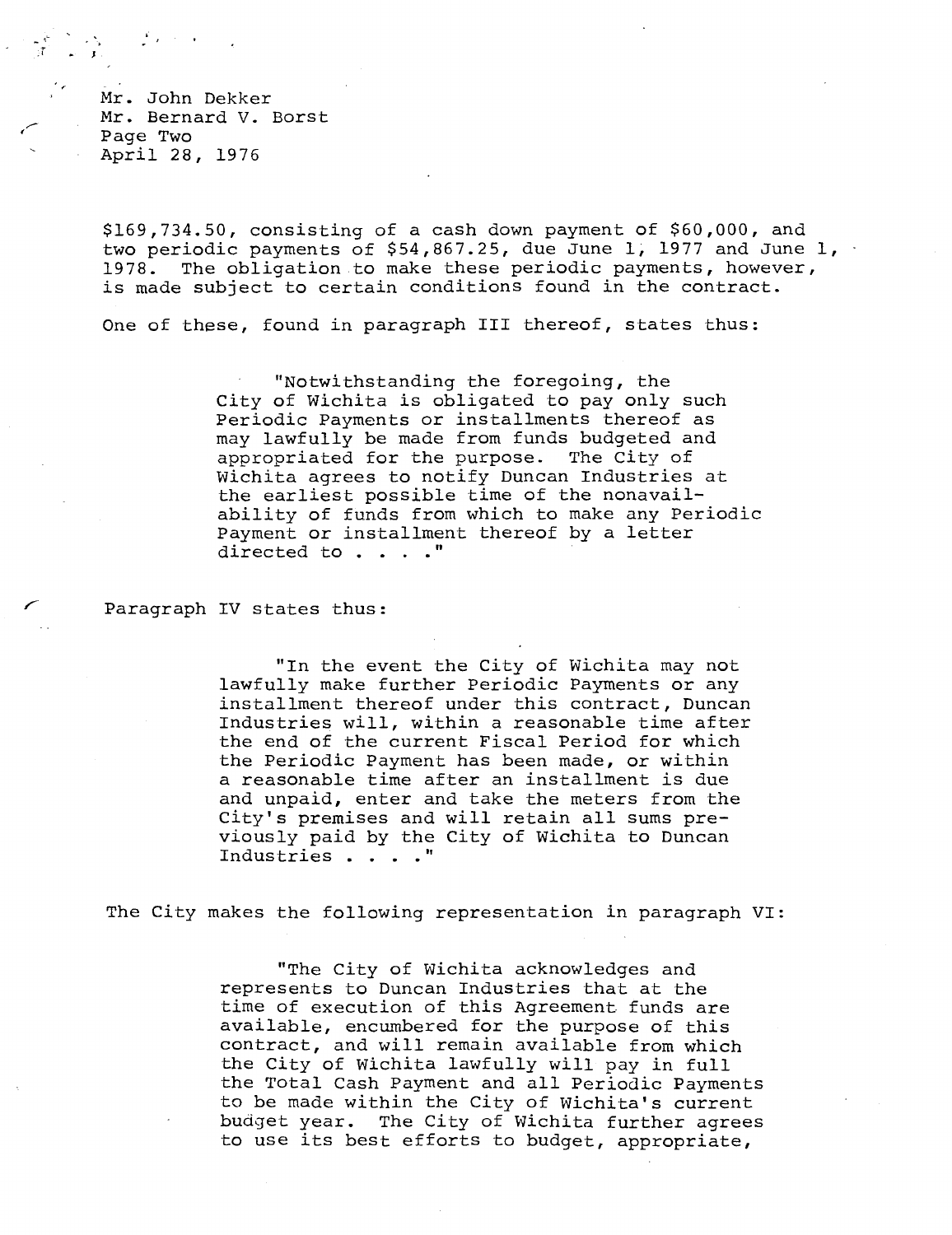$169,734.50, consisting of a cash down payment of $60,000, and two periodic payments of $54,867.25, due June 1, 1977 and June 1, 1978. The obligation to make these periodic payments, however, is made subject to certain conditions found in the contract.

One of these, found in paragraph III thereof, states thus:

> "Notwithstanding the foregoing, the City of Wichita is obligated to pay only such Periodic Payments or installments thereof as may lawfully be made from funds budgeted and appropriated for the purpose. The City of Wichita agrees to notify Duncan Industries at the earliest possible time of the nonavailability of funds from which to make any Periodic Payment or installment thereof by a letter directed to . . . ."

Paragraph IV states thus:

> "In the event the City of Wichita may not lawfully make further Periodic Payments or any installment thereof under this contract, Duncan Industries will, within a reasonable time after the end of the current Fiscal Period for which the Periodic Payment has been made, or within a reasonable time after an installment is due and unpaid, enter and take the meters from the City's premises and will retain all sums previously paid by the City of Wichita to Duncan Industries . . . ."

The City makes the following representation in paragraph VI:

> "The City of Wichita acknowledges and represents to Duncan Industries that at the time of execution of this Agreement funds are available, encumbered for the purpose of this contract, and will remain available from which the City of Wichita lawfully will pay in full the Total Cash Payment and all Periodic Payments to be made within the City of Wichita's current budget year. The City of Wichita further agrees to use its best efforts to budget, appropriate,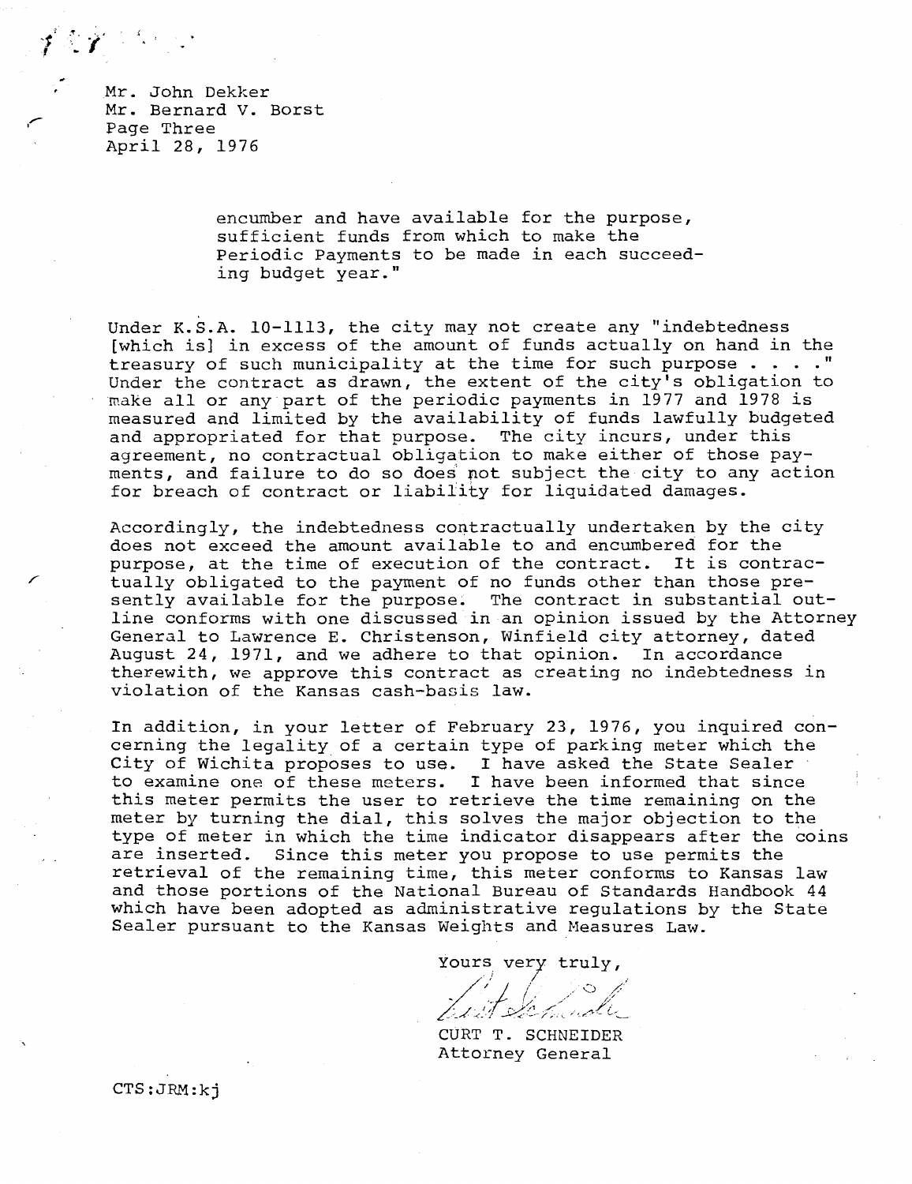Mr. John Dekker
Mr. Bernard V. Borst
Page Three
April 28, 1976

> encumber and have available for the purpose, sufficient funds from which to make the Periodic Payments to be made in each succeeding budget year."

Under K.S.A. 10-1113, the city may not create any "indebtedness [which is] in excess of the amount of funds actually on hand in the treasury of such municipality at the time for such purpose . . . ." Under the contract as drawn, the extent of the city's obligation to make all or any part of the periodic payments in 1977 and 1978 is measured and limited by the availability of funds lawfully budgeted and appropriated for that purpose. The city incurs, under this agreement, no contractual obligation to make either of those payments, and failure to do so does not subject the city to any action for breach of contract or liability for liquidated damages.

Accordingly, the indebtedness contractually undertaken by the city does not exceed the amount available to and encumbered for the purpose, at the time of execution of the contract. It is contractually obligated to the payment of no funds other than those presently available for the purpose. The contract in substantial outline conforms with one discussed in an opinion issued by the Attorney General to Lawrence E. Christenson, Winfield city attorney, dated August 24, 1971, and we adhere to that opinion. In accordance therewith, we approve this contract as creating no indebtedness in violation of the Kansas cash-basis law.

In addition, in your letter of February 23, 1976, you inquired concerning the legality of a certain type of parking meter which the City of Wichita proposes to use. I have asked the State Sealer to examine one of these meters. I have been informed that since this meter permits the user to retrieve the time remaining on the meter by turning the dial, this solves the major objection to the type of meter in which the time indicator disappears after the coins are inserted. Since this meter you propose to use permits the retrieval of the remaining time, this meter conforms to Kansas law and those portions of the National Bureau of Standards Handbook 44 which have been adopted as administrative regulations by the State Sealer pursuant to the Kansas Weights and Measures Law.

Yours very truly,

CURT T. SCHNEIDER
Attorney General

CTS:JRM:kj